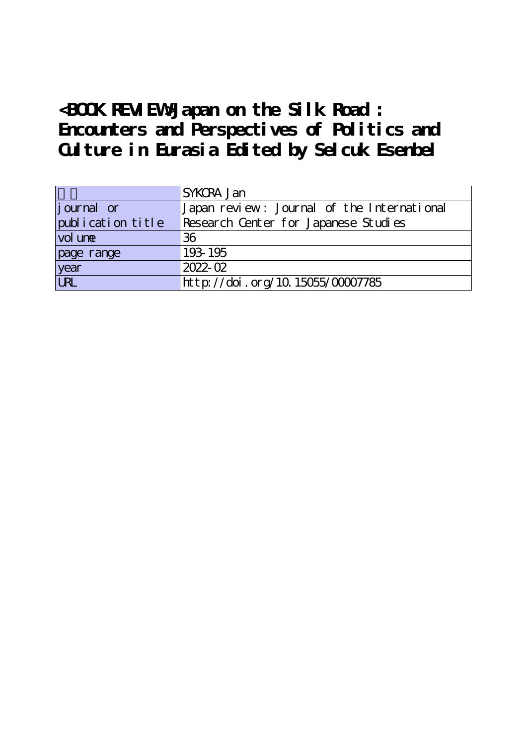# <BOOK REVIEW>Japan on the Silk Road : Encounters and Perspectives of Politics and Culture in Eurasia Edited by Selcuk Esenbel

| 著者 | SYKORA Jan |
| --- | --- |
| journal or publication title | Japan review : Journal of the International Research Center for Japanese Studies |
| volume | 36 |
| page range | 193-195 |
| year | 2022-02 |
| URL | http://doi.org/10.15055/00007785 |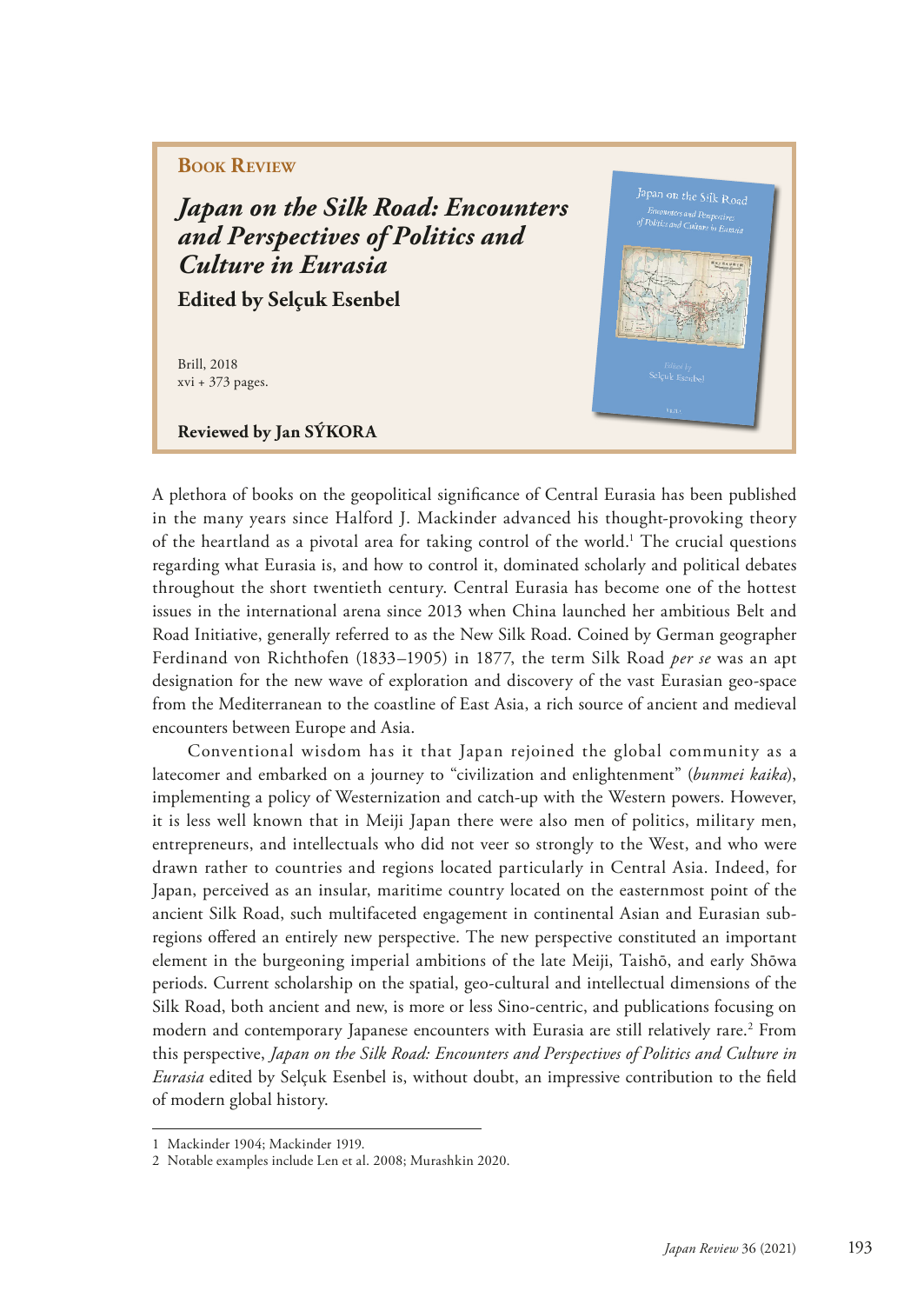**Book Review**

# *Japan on the Silk Road: Encounters and Perspectives of Politics and Culture in Eurasia*

**Edited by Selçuk Esenbel**

Brill, 2018
xvi + 373 pages.

**Reviewed by Jan SÝKORA**

A plethora of books on the geopolitical significance of Central Eurasia has been published in the many years since Halford J. Mackinder advanced his thought-provoking theory of the heartland as a pivotal area for taking control of the world.[1] The crucial questions regarding what Eurasia is, and how to control it, dominated scholarly and political debates throughout the short twentieth century. Central Eurasia has become one of the hottest issues in the international arena since 2013 when China launched her ambitious Belt and Road Initiative, generally referred to as the New Silk Road. Coined by German geographer Ferdinand von Richthofen (1833–1905) in 1877, the term Silk Road *per se* was an apt designation for the new wave of exploration and discovery of the vast Eurasian geo-space from the Mediterranean to the coastline of East Asia, a rich source of ancient and medieval encounters between Europe and Asia.

Conventional wisdom has it that Japan rejoined the global community as a latecomer and embarked on a journey to "civilization and enlightenment" (*bunmei kaika*), implementing a policy of Westernization and catch-up with the Western powers. However, it is less well known that in Meiji Japan there were also men of politics, military men, entrepreneurs, and intellectuals who did not veer so strongly to the West, and who were drawn rather to countries and regions located particularly in Central Asia. Indeed, for Japan, perceived as an insular, maritime country located on the easternmost point of the ancient Silk Road, such multifaceted engagement in continental Asian and Eurasian sub-regions offered an entirely new perspective. The new perspective constituted an important element in the burgeoning imperial ambitions of the late Meiji, Taishō, and early Shōwa periods. Current scholarship on the spatial, geo-cultural and intellectual dimensions of the Silk Road, both ancient and new, is more or less Sino-centric, and publications focusing on modern and contemporary Japanese encounters with Eurasia are still relatively rare.[2] From this perspective, *Japan on the Silk Road: Encounters and Perspectives of Politics and Culture in Eurasia* edited by Selçuk Esenbel is, without doubt, an impressive contribution to the field of modern global history.

---

1 Mackinder 1904; Mackinder 1919.

2 Notable examples include Len et al. 2008; Murashkin 2020.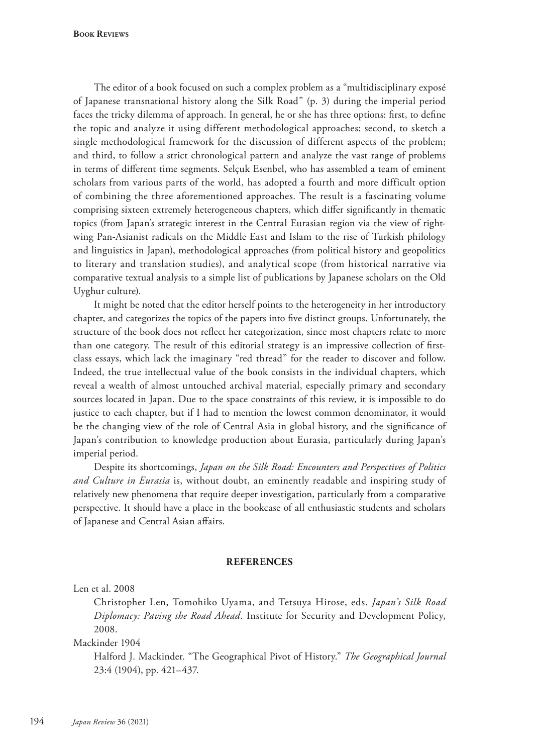The editor of a book focused on such a complex problem as a "multidisciplinary exposé of Japanese transnational history along the Silk Road" (p. 3) during the imperial period faces the tricky dilemma of approach. In general, he or she has three options: first, to define the topic and analyze it using different methodological approaches; second, to sketch a single methodological framework for the discussion of different aspects of the problem; and third, to follow a strict chronological pattern and analyze the vast range of problems in terms of different time segments. Selçuk Esenbel, who has assembled a team of eminent scholars from various parts of the world, has adopted a fourth and more difficult option of combining the three aforementioned approaches. The result is a fascinating volume comprising sixteen extremely heterogeneous chapters, which differ significantly in thematic topics (from Japan's strategic interest in the Central Eurasian region via the view of right-wing Pan-Asianist radicals on the Middle East and Islam to the rise of Turkish philology and linguistics in Japan), methodological approaches (from political history and geopolitics to literary and translation studies), and analytical scope (from historical narrative via comparative textual analysis to a simple list of publications by Japanese scholars on the Old Uyghur culture).

It might be noted that the editor herself points to the heterogeneity in her introductory chapter, and categorizes the topics of the papers into five distinct groups. Unfortunately, the structure of the book does not reflect her categorization, since most chapters relate to more than one category. The result of this editorial strategy is an impressive collection of first-class essays, which lack the imaginary "red thread" for the reader to discover and follow. Indeed, the true intellectual value of the book consists in the individual chapters, which reveal a wealth of almost untouched archival material, especially primary and secondary sources located in Japan. Due to the space constraints of this review, it is impossible to do justice to each chapter, but if I had to mention the lowest common denominator, it would be the changing view of the role of Central Asia in global history, and the significance of Japan's contribution to knowledge production about Eurasia, particularly during Japan's imperial period.

Despite its shortcomings, *Japan on the Silk Road: Encounters and Perspectives of Politics and Culture in Eurasia* is, without doubt, an eminently readable and inspiring study of relatively new phenomena that require deeper investigation, particularly from a comparative perspective. It should have a place in the bookcase of all enthusiastic students and scholars of Japanese and Central Asian affairs.

## REFERENCES

Len et al. 2008

Christopher Len, Tomohiko Uyama, and Tetsuya Hirose, eds. *Japan's Silk Road Diplomacy: Paving the Road Ahead*. Institute for Security and Development Policy, 2008.

Mackinder 1904

Halford J. Mackinder. "The Geographical Pivot of History." *The Geographical Journal* 23:4 (1904), pp. 421–437.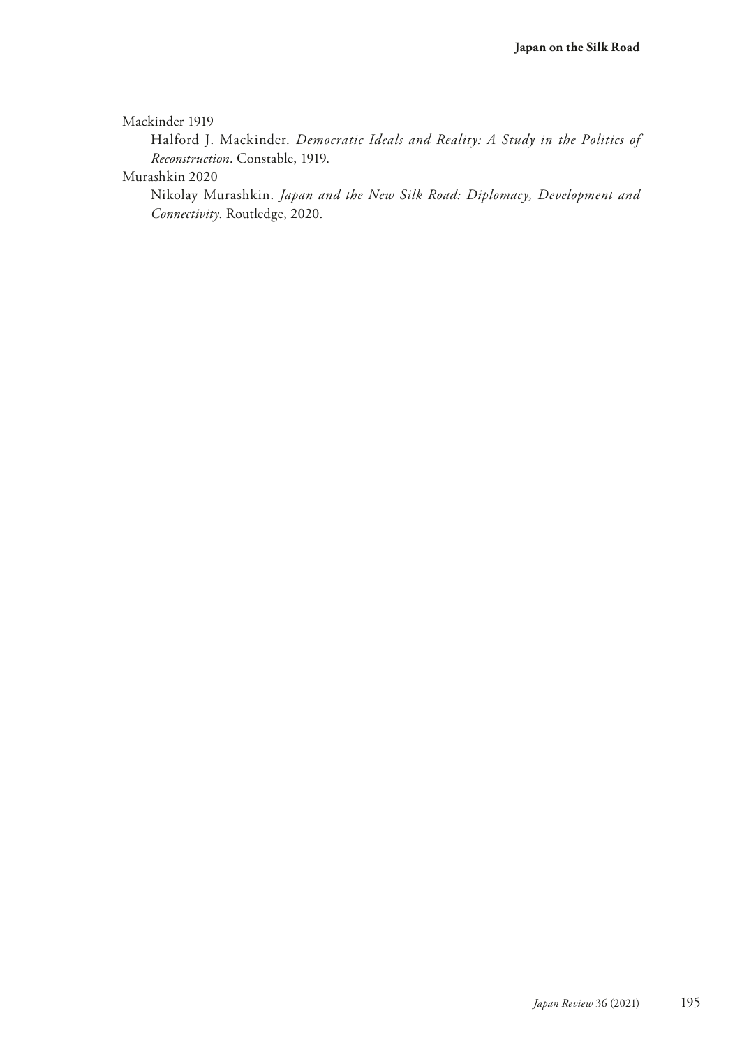Mackinder 1919

Halford J. Mackinder. *Democratic Ideals and Reality: A Study in the Politics of Reconstruction*. Constable, 1919.

Murashkin 2020

Nikolay Murashkin. *Japan and the New Silk Road: Diplomacy, Development and Connectivity*. Routledge, 2020.